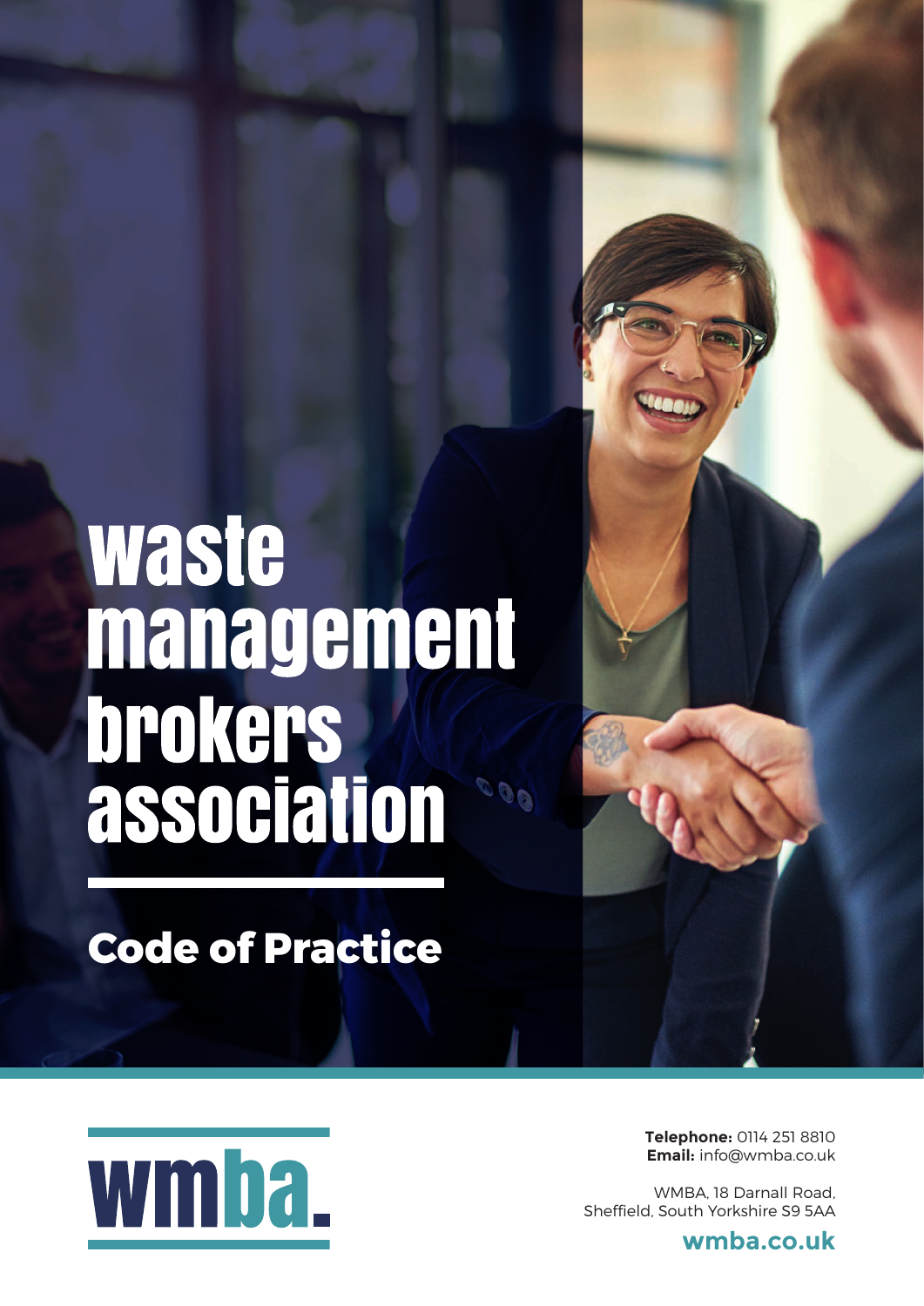# waste management brokers association

## Code of Practice

wmba.

**Telephone:** 0114 251 8810
**Email:** info@wmba.co.uk

WMBA, 18 Darnall Road,
Sheffield, South Yorkshire S9 5AA

**wmba.co.uk**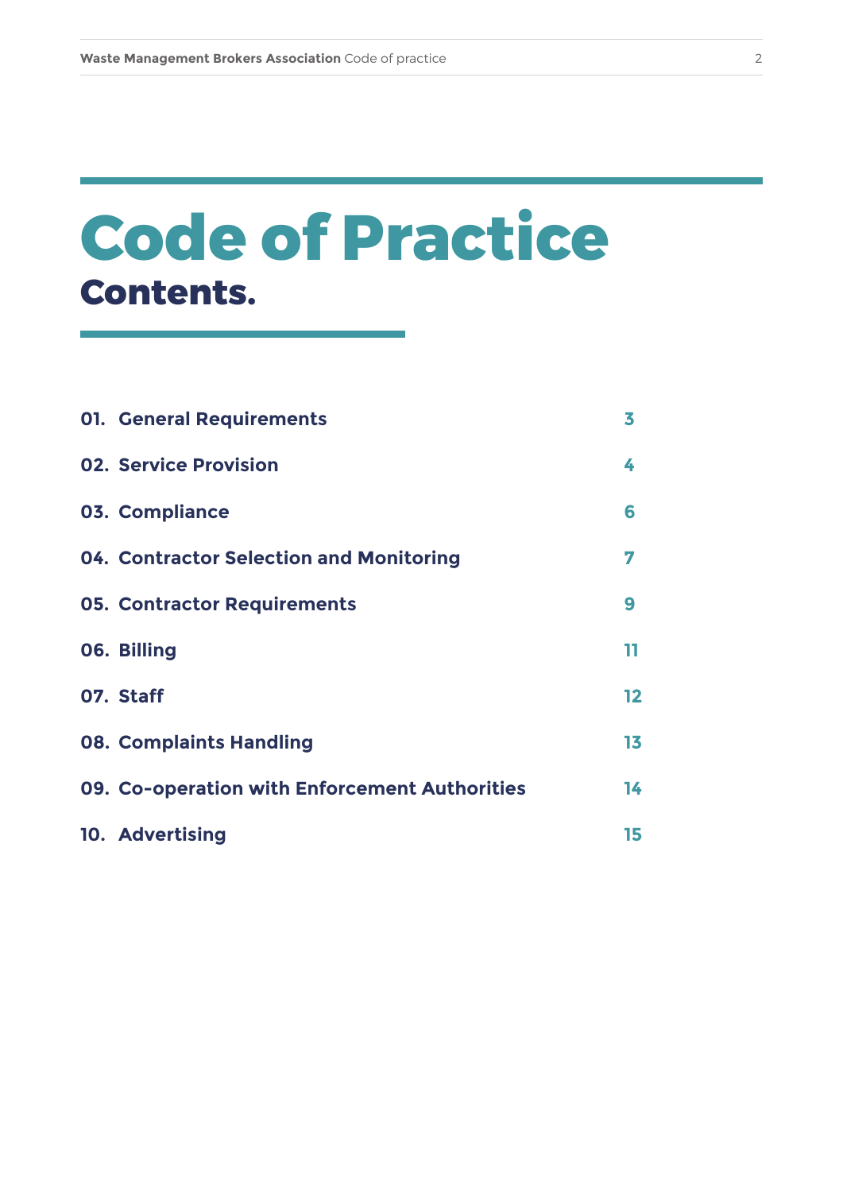# Code of Practice

## Contents.

| | | |
|---|---|---|
| **01.** | **General Requirements** | **3** |
| **02.** | **Service Provision** | **4** |
| **03.** | **Compliance** | **6** |
| **04.** | **Contractor Selection and Monitoring** | **7** |
| **05.** | **Contractor Requirements** | **9** |
| **06.** | **Billing** | **11** |
| **07.** | **Staff** | **12** |
| **08.** | **Complaints Handling** | **13** |
| **09.** | **Co-operation with Enforcement Authorities** | **14** |
| **10.** | **Advertising** | **15** |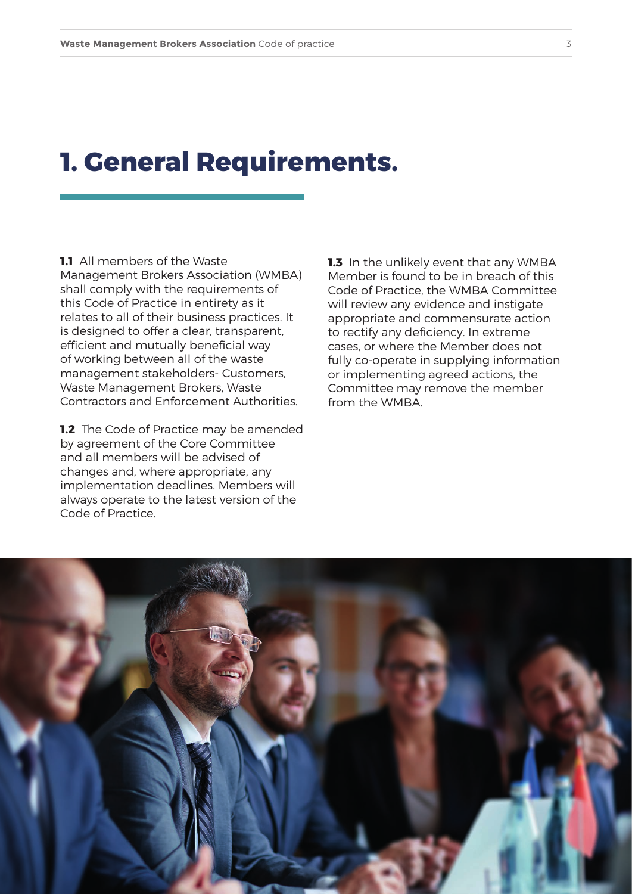# 1. General Requirements.

**1.1** All members of the Waste Management Brokers Association (WMBA) shall comply with the requirements of this Code of Practice in entirety as it relates to all of their business practices. It is designed to offer a clear, transparent, efficient and mutually beneficial way of working between all of the waste management stakeholders- Customers, Waste Management Brokers, Waste Contractors and Enforcement Authorities.

**1.2** The Code of Practice may be amended by agreement of the Core Committee and all members will be advised of changes and, where appropriate, any implementation deadlines. Members will always operate to the latest version of the Code of Practice.

**1.3** In the unlikely event that any WMBA Member is found to be in breach of this Code of Practice, the WMBA Committee will review any evidence and instigate appropriate and commensurate action to rectify any deficiency. In extreme cases, or where the Member does not fully co-operate in supplying information or implementing agreed actions, the Committee may remove the member from the WMBA.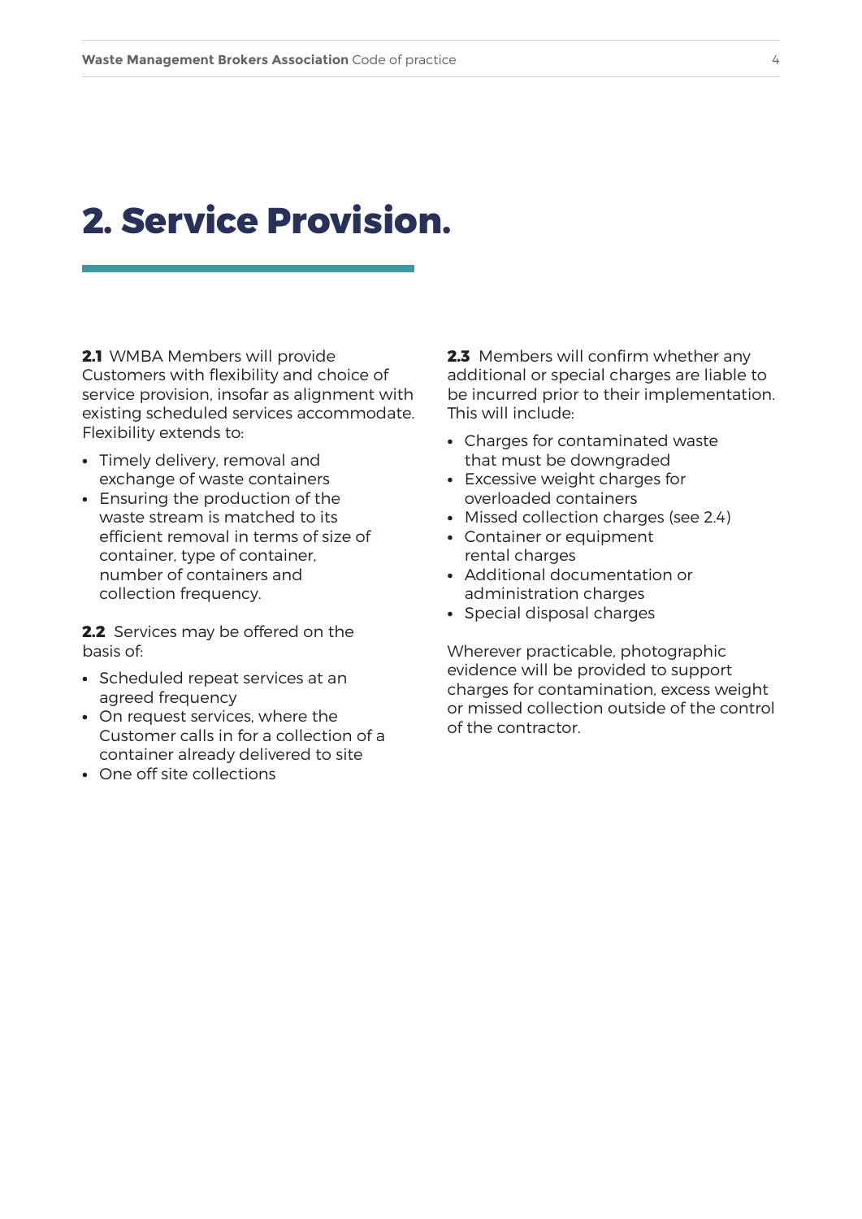# 2. Service Provision.

**2.1** WMBA Members will provide Customers with flexibility and choice of service provision, insofar as alignment with existing scheduled services accommodate. Flexibility extends to:

- Timely delivery, removal and exchange of waste containers
- Ensuring the production of the waste stream is matched to its efficient removal in terms of size of container, type of container, number of containers and collection frequency.

**2.2** Services may be offered on the basis of:

- Scheduled repeat services at an agreed frequency
- On request services, where the Customer calls in for a collection of a container already delivered to site
- One off site collections

**2.3** Members will confirm whether any additional or special charges are liable to be incurred prior to their implementation. This will include:

- Charges for contaminated waste that must be downgraded
- Excessive weight charges for overloaded containers
- Missed collection charges (see 2.4)
- Container or equipment rental charges
- Additional documentation or administration charges
- Special disposal charges

Wherever practicable, photographic evidence will be provided to support charges for contamination, excess weight or missed collection outside of the control of the contractor.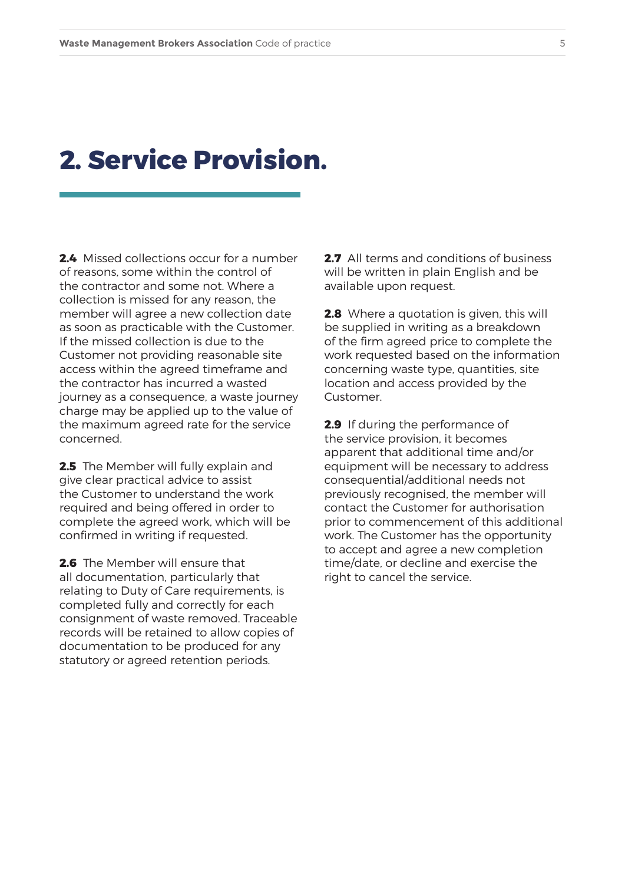# 2. Service Provision.

**2.4** Missed collections occur for a number of reasons, some within the control of the contractor and some not. Where a collection is missed for any reason, the member will agree a new collection date as soon as practicable with the Customer. If the missed collection is due to the Customer not providing reasonable site access within the agreed timeframe and the contractor has incurred a wasted journey as a consequence, a waste journey charge may be applied up to the value of the maximum agreed rate for the service concerned.

**2.5** The Member will fully explain and give clear practical advice to assist the Customer to understand the work required and being offered in order to complete the agreed work, which will be confirmed in writing if requested.

**2.6** The Member will ensure that all documentation, particularly that relating to Duty of Care requirements, is completed fully and correctly for each consignment of waste removed. Traceable records will be retained to allow copies of documentation to be produced for any statutory or agreed retention periods.

**2.7** All terms and conditions of business will be written in plain English and be available upon request.

**2.8** Where a quotation is given, this will be supplied in writing as a breakdown of the firm agreed price to complete the work requested based on the information concerning waste type, quantities, site location and access provided by the Customer.

**2.9** If during the performance of the service provision, it becomes apparent that additional time and/or equipment will be necessary to address consequential/additional needs not previously recognised, the member will contact the Customer for authorisation prior to commencement of this additional work. The Customer has the opportunity to accept and agree a new completion time/date, or decline and exercise the right to cancel the service.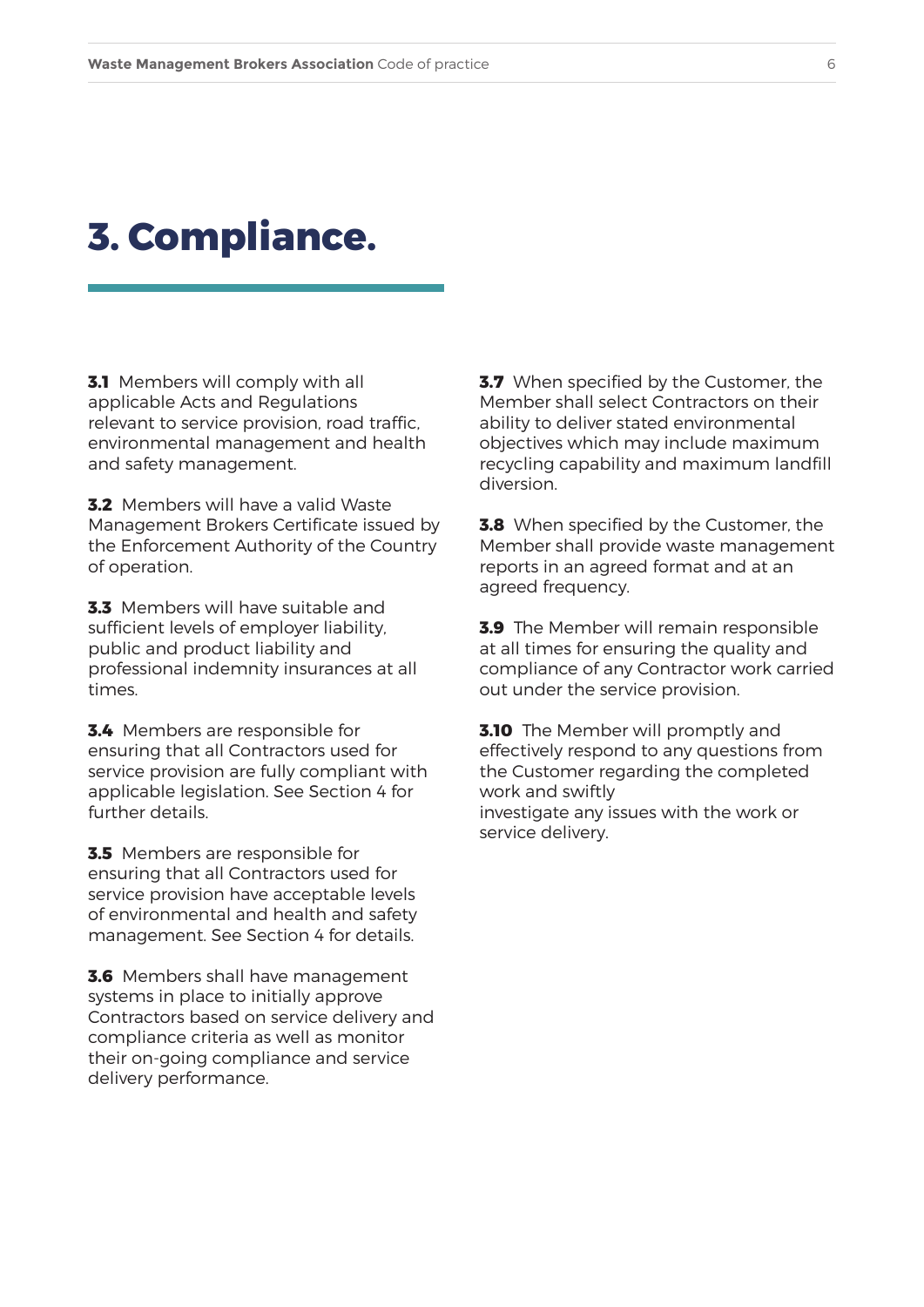# 3. Compliance.

**3.1** Members will comply with all applicable Acts and Regulations relevant to service provision, road traffic, environmental management and health and safety management.

**3.2** Members will have a valid Waste Management Brokers Certificate issued by the Enforcement Authority of the Country of operation.

**3.3** Members will have suitable and sufficient levels of employer liability, public and product liability and professional indemnity insurances at all times.

**3.4** Members are responsible for ensuring that all Contractors used for service provision are fully compliant with applicable legislation. See Section 4 for further details.

**3.5** Members are responsible for ensuring that all Contractors used for service provision have acceptable levels of environmental and health and safety management. See Section 4 for details.

**3.6** Members shall have management systems in place to initially approve Contractors based on service delivery and compliance criteria as well as monitor their on-going compliance and service delivery performance.

**3.7** When specified by the Customer, the Member shall select Contractors on their ability to deliver stated environmental objectives which may include maximum recycling capability and maximum landfill diversion.

**3.8** When specified by the Customer, the Member shall provide waste management reports in an agreed format and at an agreed frequency.

**3.9** The Member will remain responsible at all times for ensuring the quality and compliance of any Contractor work carried out under the service provision.

**3.10** The Member will promptly and effectively respond to any questions from the Customer regarding the completed work and swiftly investigate any issues with the work or service delivery.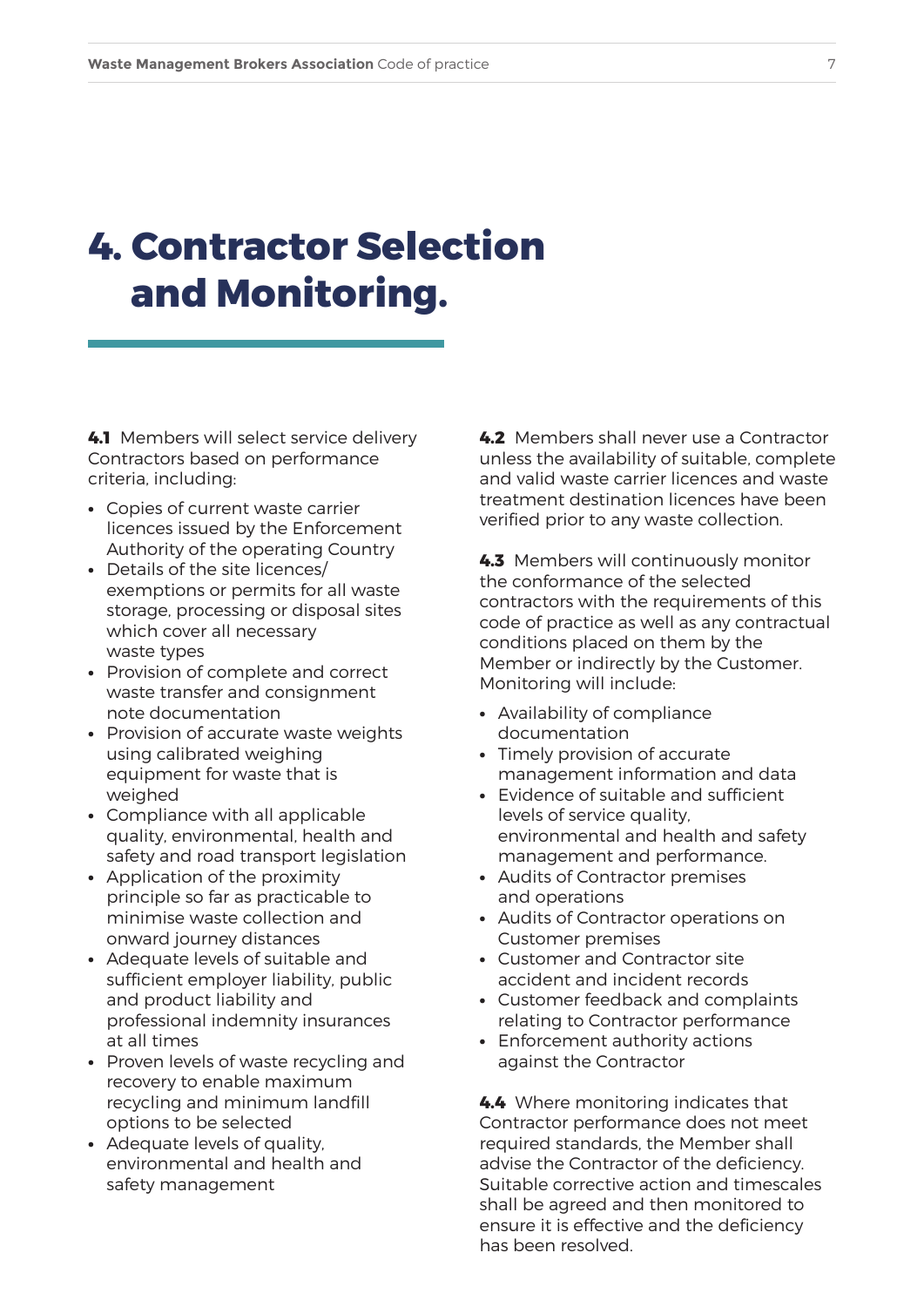# 4. Contractor Selection and Monitoring.

**4.1** Members will select service delivery Contractors based on performance criteria, including:

- Copies of current waste carrier licences issued by the Enforcement Authority of the operating Country
- Details of the site licences/ exemptions or permits for all waste storage, processing or disposal sites which cover all necessary waste types
- Provision of complete and correct waste transfer and consignment note documentation
- Provision of accurate waste weights using calibrated weighing equipment for waste that is weighed
- Compliance with all applicable quality, environmental, health and safety and road transport legislation
- Application of the proximity principle so far as practicable to minimise waste collection and onward journey distances
- Adequate levels of suitable and sufficient employer liability, public and product liability and professional indemnity insurances at all times
- Proven levels of waste recycling and recovery to enable maximum recycling and minimum landfill options to be selected
- Adequate levels of quality, environmental and health and safety management

**4.2** Members shall never use a Contractor unless the availability of suitable, complete and valid waste carrier licences and waste treatment destination licences have been verified prior to any waste collection.

**4.3** Members will continuously monitor the conformance of the selected contractors with the requirements of this code of practice as well as any contractual conditions placed on them by the Member or indirectly by the Customer. Monitoring will include:

- Availability of compliance documentation
- Timely provision of accurate management information and data
- Evidence of suitable and sufficient levels of service quality, environmental and health and safety management and performance.
- Audits of Contractor premises and operations
- Audits of Contractor operations on Customer premises
- Customer and Contractor site accident and incident records
- Customer feedback and complaints relating to Contractor performance
- Enforcement authority actions against the Contractor

**4.4** Where monitoring indicates that Contractor performance does not meet required standards, the Member shall advise the Contractor of the deficiency. Suitable corrective action and timescales shall be agreed and then monitored to ensure it is effective and the deficiency has been resolved.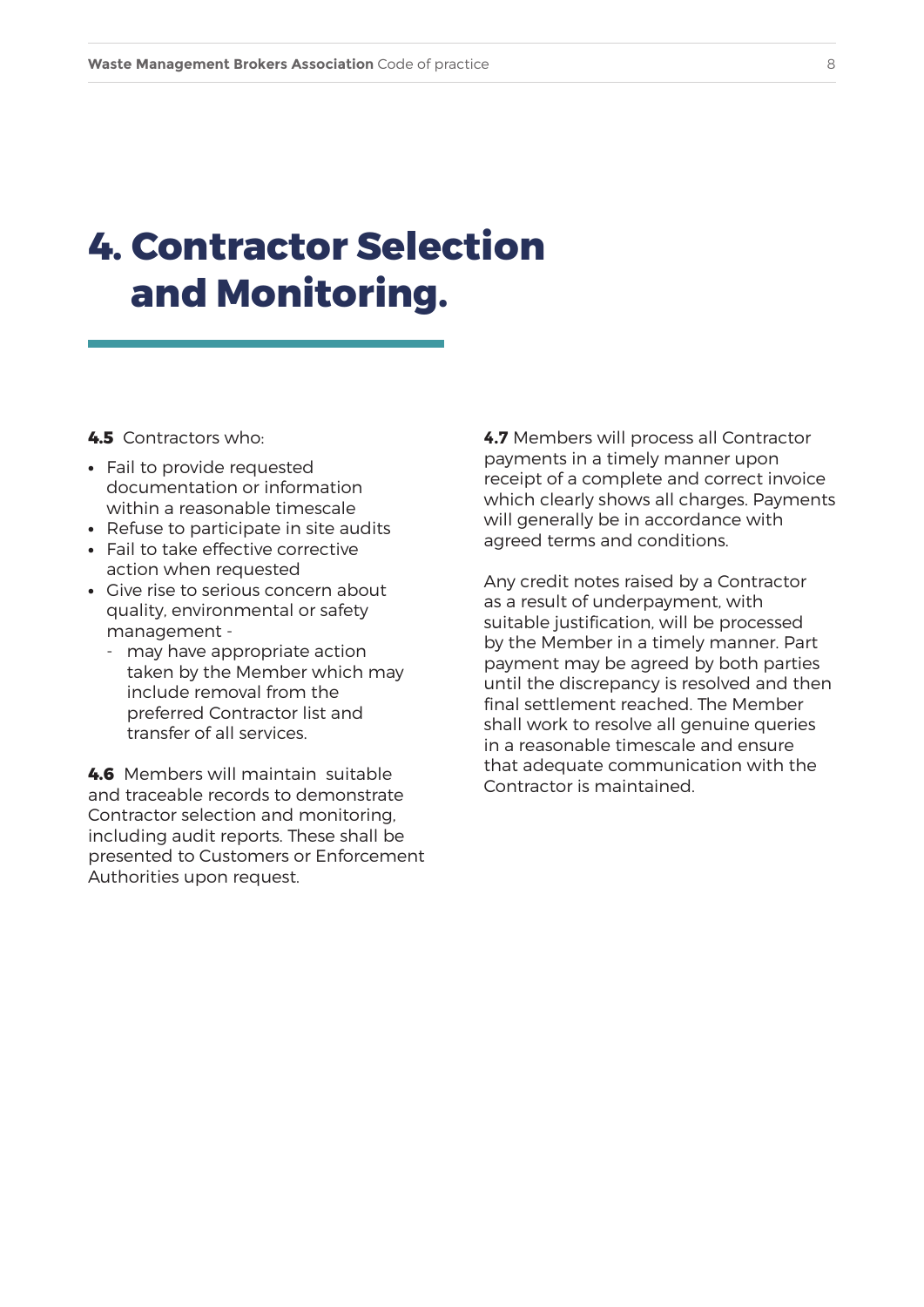# 4. Contractor Selection and Monitoring.

**4.5** Contractors who:

- Fail to provide requested documentation or information within a reasonable timescale
- Refuse to participate in site audits
- Fail to take effective corrective action when requested
- Give rise to serious concern about quality, environmental or safety management -
    - may have appropriate action taken by the Member which may include removal from the preferred Contractor list and transfer of all services.

**4.6** Members will maintain suitable and traceable records to demonstrate Contractor selection and monitoring, including audit reports. These shall be presented to Customers or Enforcement Authorities upon request.

**4.7** Members will process all Contractor payments in a timely manner upon receipt of a complete and correct invoice which clearly shows all charges. Payments will generally be in accordance with agreed terms and conditions.

Any credit notes raised by a Contractor as a result of underpayment, with suitable justification, will be processed by the Member in a timely manner. Part payment may be agreed by both parties until the discrepancy is resolved and then final settlement reached. The Member shall work to resolve all genuine queries in a reasonable timescale and ensure that adequate communication with the Contractor is maintained.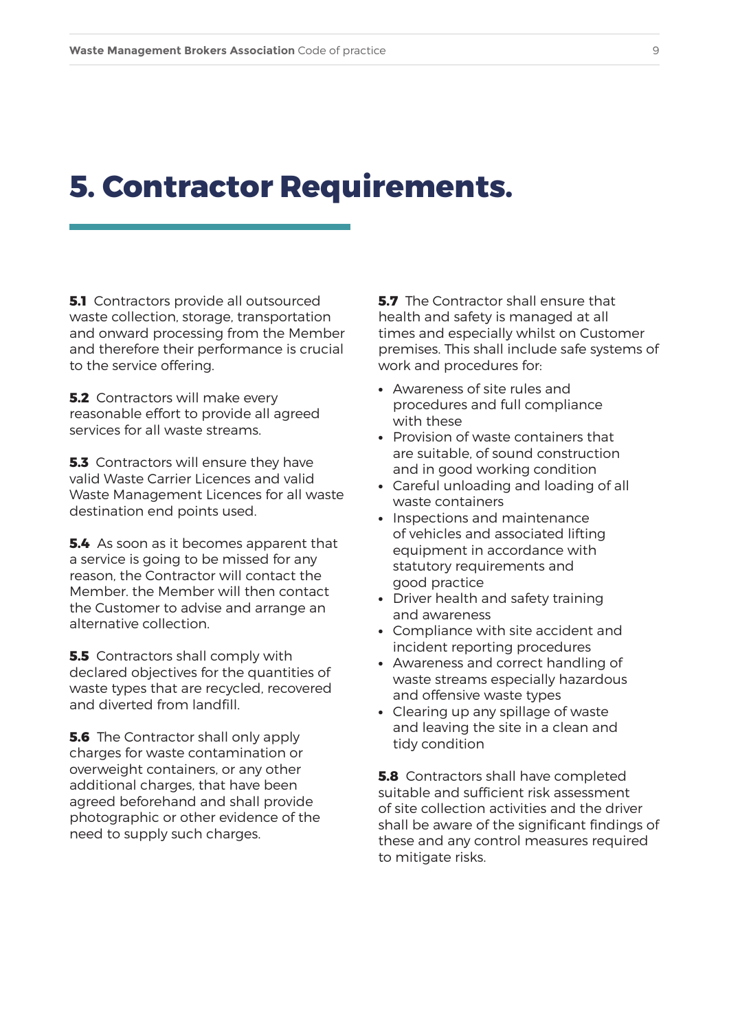# 5. Contractor Requirements.

**5.1** Contractors provide all outsourced waste collection, storage, transportation and onward processing from the Member and therefore their performance is crucial to the service offering.

**5.2** Contractors will make every reasonable effort to provide all agreed services for all waste streams.

**5.3** Contractors will ensure they have valid Waste Carrier Licences and valid Waste Management Licences for all waste destination end points used.

**5.4** As soon as it becomes apparent that a service is going to be missed for any reason, the Contractor will contact the Member. the Member will then contact the Customer to advise and arrange an alternative collection.

**5.5** Contractors shall comply with declared objectives for the quantities of waste types that are recycled, recovered and diverted from landfill.

**5.6** The Contractor shall only apply charges for waste contamination or overweight containers, or any other additional charges, that have been agreed beforehand and shall provide photographic or other evidence of the need to supply such charges.

**5.7** The Contractor shall ensure that health and safety is managed at all times and especially whilst on Customer premises. This shall include safe systems of work and procedures for:

- Awareness of site rules and procedures and full compliance with these
- Provision of waste containers that are suitable, of sound construction and in good working condition
- Careful unloading and loading of all waste containers
- Inspections and maintenance of vehicles and associated lifting equipment in accordance with statutory requirements and good practice
- Driver health and safety training and awareness
- Compliance with site accident and incident reporting procedures
- Awareness and correct handling of waste streams especially hazardous and offensive waste types
- Clearing up any spillage of waste and leaving the site in a clean and tidy condition

**5.8** Contractors shall have completed suitable and sufficient risk assessment of site collection activities and the driver shall be aware of the significant findings of these and any control measures required to mitigate risks.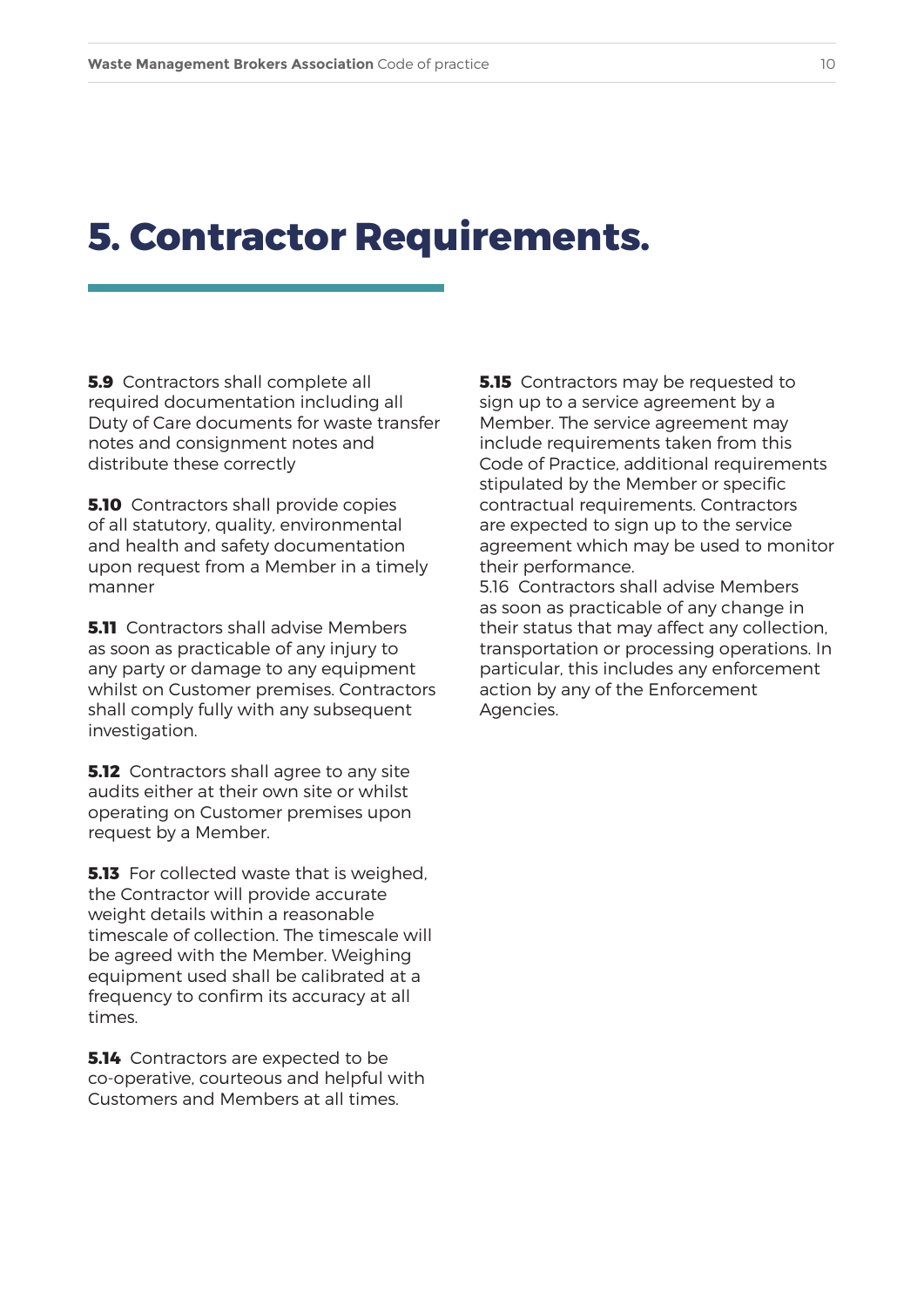# 5. Contractor Requirements.

**5.9** Contractors shall complete all required documentation including all Duty of Care documents for waste transfer notes and consignment notes and distribute these correctly

**5.10** Contractors shall provide copies of all statutory, quality, environmental and health and safety documentation upon request from a Member in a timely manner

**5.11** Contractors shall advise Members as soon as practicable of any injury to any party or damage to any equipment whilst on Customer premises. Contractors shall comply fully with any subsequent investigation.

**5.12** Contractors shall agree to any site audits either at their own site or whilst operating on Customer premises upon request by a Member.

**5.13** For collected waste that is weighed, the Contractor will provide accurate weight details within a reasonable timescale of collection. The timescale will be agreed with the Member. Weighing equipment used shall be calibrated at a frequency to confirm its accuracy at all times.

**5.14** Contractors are expected to be co-operative, courteous and helpful with Customers and Members at all times.

**5.15** Contractors may be requested to sign up to a service agreement by a Member. The service agreement may include requirements taken from this Code of Practice, additional requirements stipulated by the Member or specific contractual requirements. Contractors are expected to sign up to the service agreement which may be used to monitor their performance.

5.16 Contractors shall advise Members as soon as practicable of any change in their status that may affect any collection, transportation or processing operations. In particular, this includes any enforcement action by any of the Enforcement Agencies.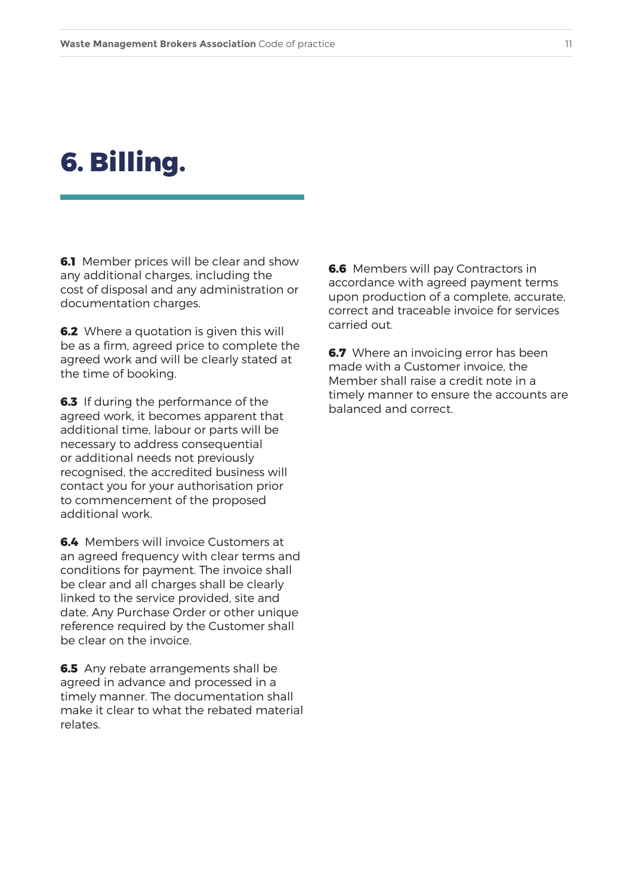# 6. Billing.

**6.1** Member prices will be clear and show any additional charges, including the cost of disposal and any administration or documentation charges.

**6.2** Where a quotation is given this will be as a firm, agreed price to complete the agreed work and will be clearly stated at the time of booking.

**6.3** If during the performance of the agreed work, it becomes apparent that additional time, labour or parts will be necessary to address consequential or additional needs not previously recognised, the accredited business will contact you for your authorisation prior to commencement of the proposed additional work.

**6.4** Members will invoice Customers at an agreed frequency with clear terms and conditions for payment. The invoice shall be clear and all charges shall be clearly linked to the service provided, site and date. Any Purchase Order or other unique reference required by the Customer shall be clear on the invoice.

**6.5** Any rebate arrangements shall be agreed in advance and processed in a timely manner. The documentation shall make it clear to what the rebated material relates.

**6.6** Members will pay Contractors in accordance with agreed payment terms upon production of a complete, accurate, correct and traceable invoice for services carried out.

**6.7** Where an invoicing error has been made with a Customer invoice, the Member shall raise a credit note in a timely manner to ensure the accounts are balanced and correct.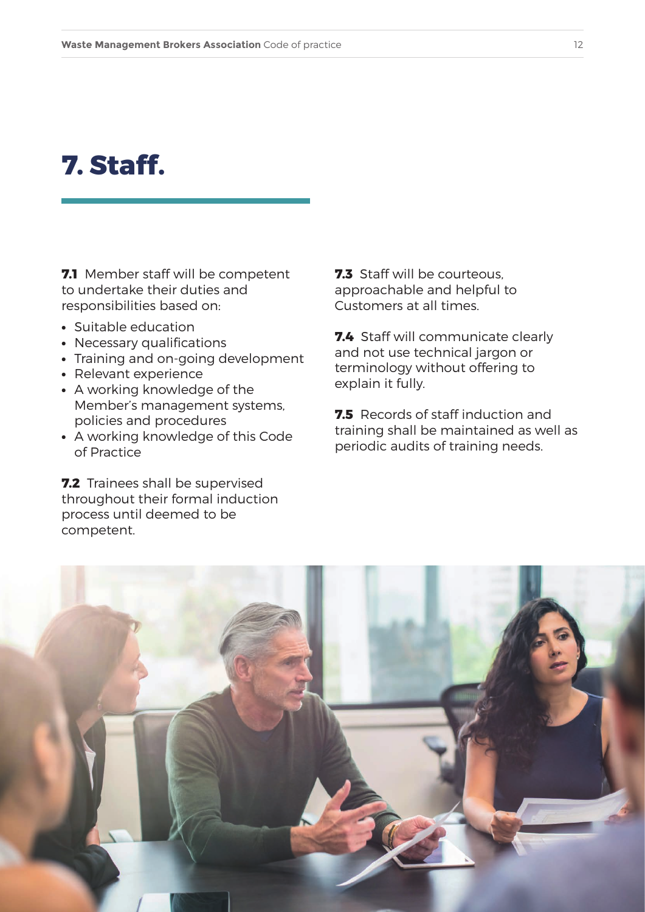# 7. Staff.

**7.1** Member staff will be competent to undertake their duties and responsibilities based on:

- Suitable education
- Necessary qualifications
- Training and on-going development
- Relevant experience
- A working knowledge of the Member's management systems, policies and procedures
- A working knowledge of this Code of Practice

**7.2** Trainees shall be supervised throughout their formal induction process until deemed to be competent.

**7.3** Staff will be courteous, approachable and helpful to Customers at all times.

**7.4** Staff will communicate clearly and not use technical jargon or terminology without offering to explain it fully.

**7.5** Records of staff induction and training shall be maintained as well as periodic audits of training needs.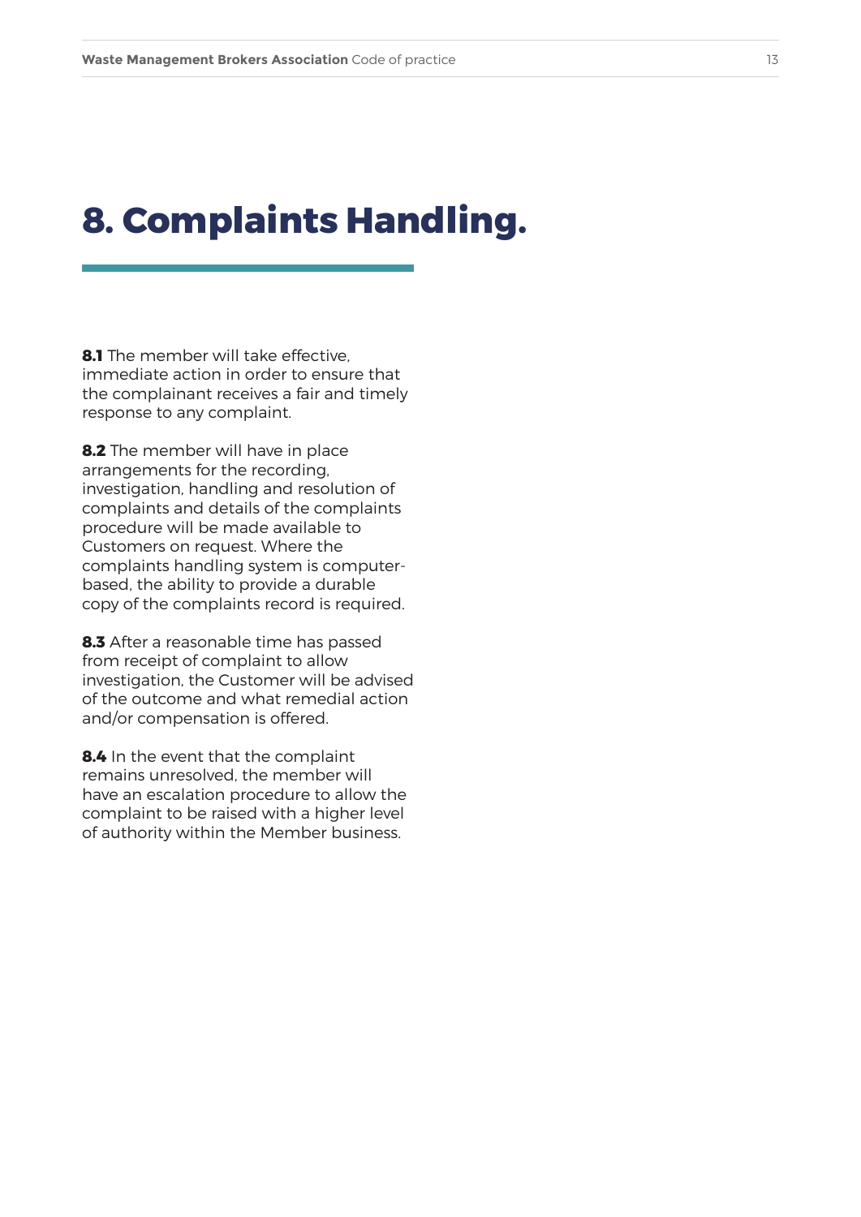# 8. Complaints Handling.

**8.1** The member will take effective, immediate action in order to ensure that the complainant receives a fair and timely response to any complaint.

**8.2** The member will have in place arrangements for the recording, investigation, handling and resolution of complaints and details of the complaints procedure will be made available to Customers on request. Where the complaints handling system is computer-based, the ability to provide a durable copy of the complaints record is required.

**8.3** After a reasonable time has passed from receipt of complaint to allow investigation, the Customer will be advised of the outcome and what remedial action and/or compensation is offered.

**8.4** In the event that the complaint remains unresolved, the member will have an escalation procedure to allow the complaint to be raised with a higher level of authority within the Member business.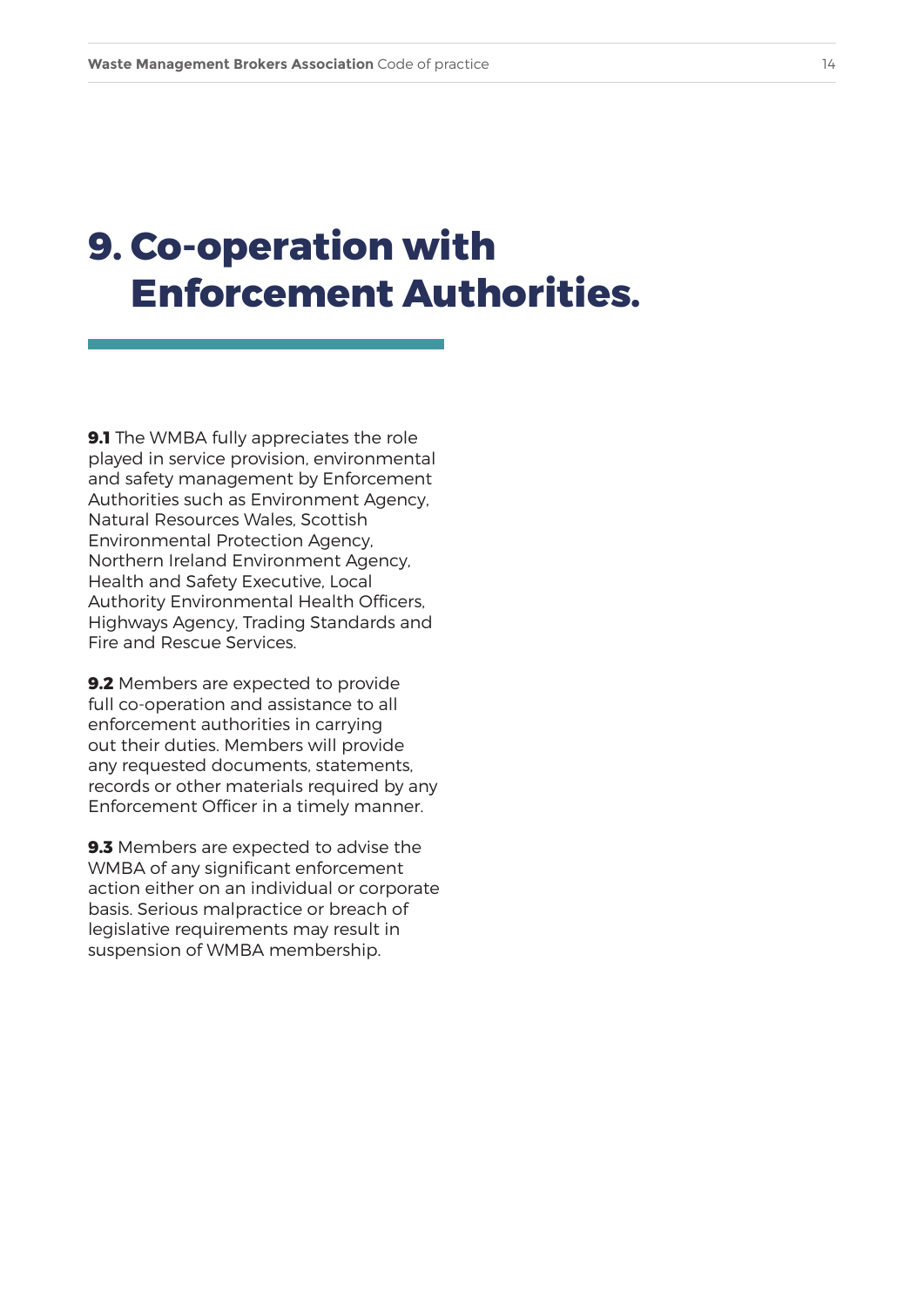# 9. Co-operation with Enforcement Authorities.

**9.1** The WMBA fully appreciates the role played in service provision, environmental and safety management by Enforcement Authorities such as Environment Agency, Natural Resources Wales, Scottish Environmental Protection Agency, Northern Ireland Environment Agency, Health and Safety Executive, Local Authority Environmental Health Officers, Highways Agency, Trading Standards and Fire and Rescue Services.

**9.2** Members are expected to provide full co-operation and assistance to all enforcement authorities in carrying out their duties. Members will provide any requested documents, statements, records or other materials required by any Enforcement Officer in a timely manner.

**9.3** Members are expected to advise the WMBA of any significant enforcement action either on an individual or corporate basis. Serious malpractice or breach of legislative requirements may result in suspension of WMBA membership.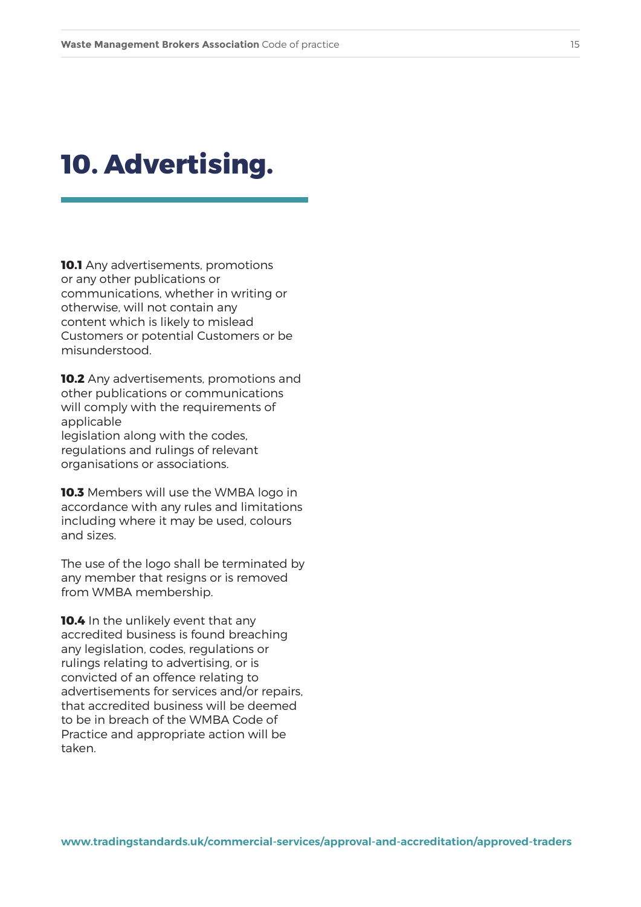# 10. Advertising.

**10.1** Any advertisements, promotions or any other publications or communications, whether in writing or otherwise, will not contain any content which is likely to mislead Customers or potential Customers or be misunderstood.

**10.2** Any advertisements, promotions and other publications or communications will comply with the requirements of applicable legislation along with the codes, regulations and rulings of relevant organisations or associations.

**10.3** Members will use the WMBA logo in accordance with any rules and limitations including where it may be used, colours and sizes.

The use of the logo shall be terminated by any member that resigns or is removed from WMBA membership.

**10.4** In the unlikely event that any accredited business is found breaching any legislation, codes, regulations or rulings relating to advertising, or is convicted of an offence relating to advertisements for services and/or repairs, that accredited business will be deemed to be in breach of the WMBA Code of Practice and appropriate action will be taken.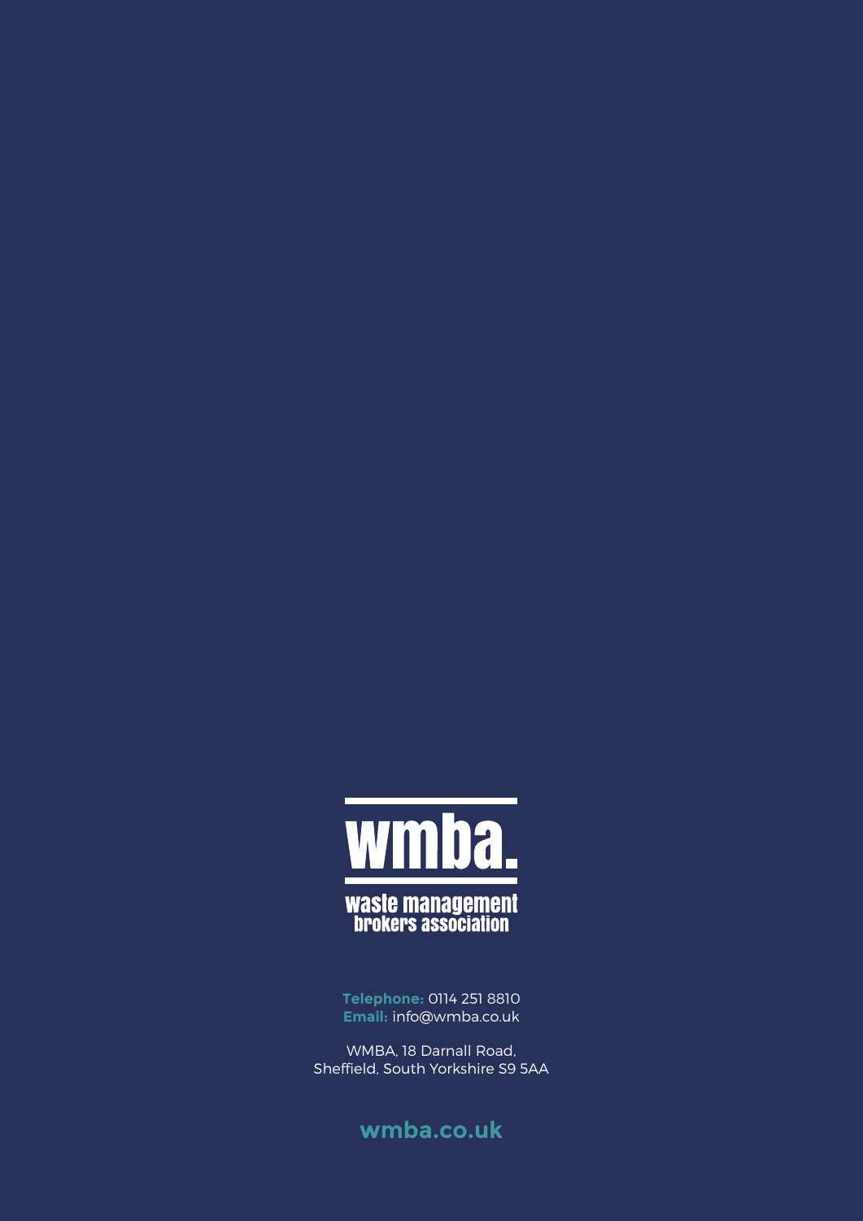wmba.

waste management
brokers association

**Telephone:** 0114 251 8810
**Email:** info@wmba.co.uk

WMBA, 18 Darnall Road,
Sheffield, South Yorkshire S9 5AA

**wmba.co.uk**